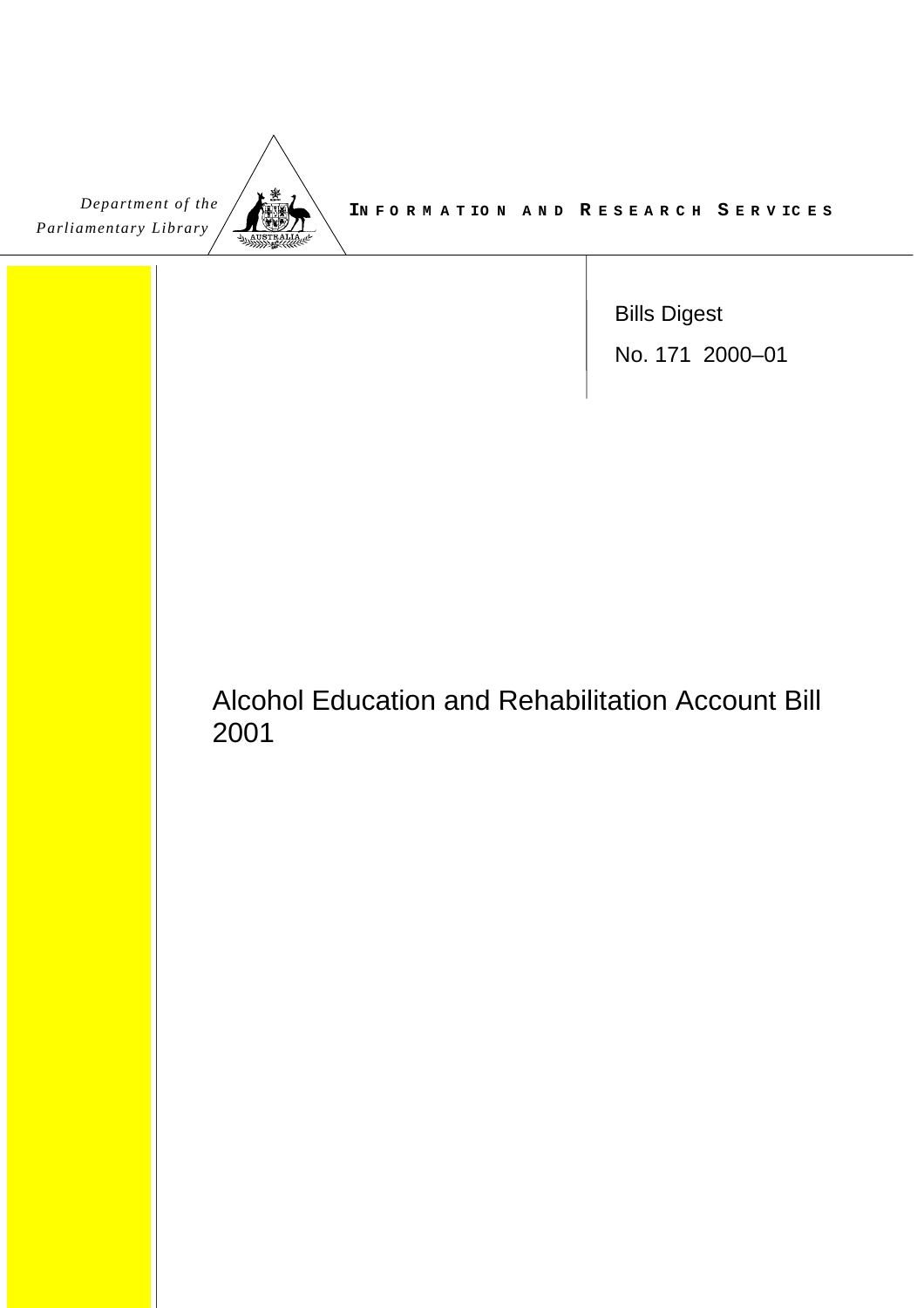Department of the Parliamentary Library

INFORMATION AND RESEARCH SERVICES

Bills Digest

No. 171 2000–01

# Alcohol Education and Rehabilitation Account Bill 2001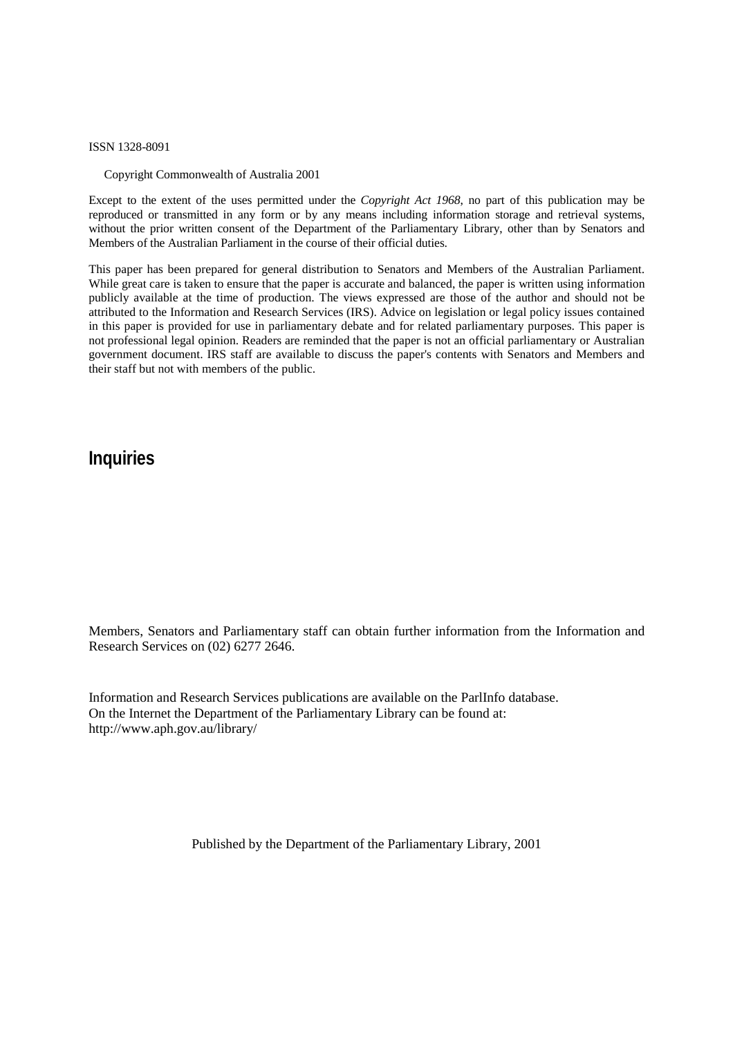ISSN 1328-8091

Copyright Commonwealth of Australia 2001

Except to the extent of the uses permitted under the *Copyright Act 1968*, no part of this publication may be reproduced or transmitted in any form or by any means including information storage and retrieval systems, without the prior written consent of the Department of the Parliamentary Library, other than by Senators and Members of the Australian Parliament in the course of their official duties.

This paper has been prepared for general distribution to Senators and Members of the Australian Parliament. While great care is taken to ensure that the paper is accurate and balanced, the paper is written using information publicly available at the time of production. The views expressed are those of the author and should not be attributed to the Information and Research Services (IRS). Advice on legislation or legal policy issues contained in this paper is provided for use in parliamentary debate and for related parliamentary purposes. This paper is not professional legal opinion. Readers are reminded that the paper is not an official parliamentary or Australian government document. IRS staff are available to discuss the paper's contents with Senators and Members and their staff but not with members of the public.

## Inquiries

Members, Senators and Parliamentary staff can obtain further information from the Information and Research Services on (02) 6277 2646.

Information and Research Services publications are available on the ParlInfo database.
On the Internet the Department of the Parliamentary Library can be found at:
http://www.aph.gov.au/library/

Published by the Department of the Parliamentary Library, 2001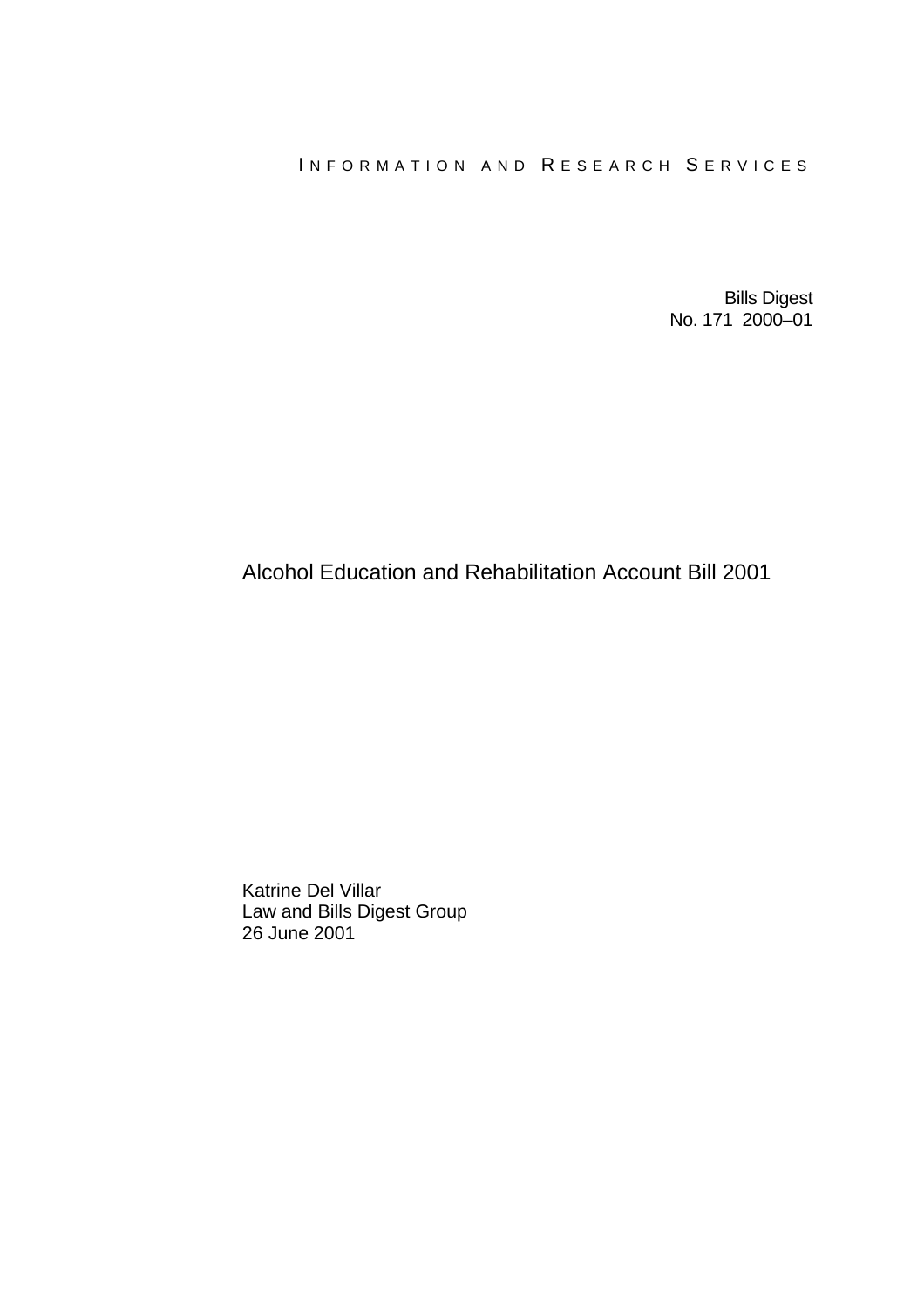INFORMATION AND RESEARCH SERVICES

Bills Digest
No. 171 2000–01

# Alcohol Education and Rehabilitation Account Bill 2001

Katrine Del Villar
Law and Bills Digest Group
26 June 2001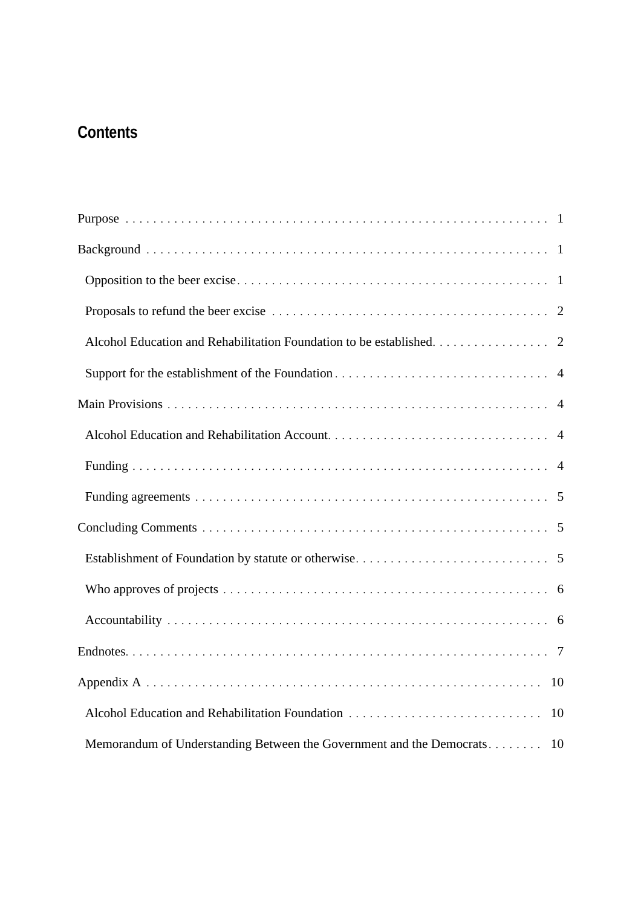## Contents

Purpose . . . . . . . . . . . . . . . . . . . . . . . . . . . . . . . . . . . . . . . . . . . . . . . . . . . . . . . . . . . . 1

Background . . . . . . . . . . . . . . . . . . . . . . . . . . . . . . . . . . . . . . . . . . . . . . . . . . . . . . . . . . 1

- Opposition to the beer excise . . . . . . . . . . . . . . . . . . . . . . . . . . . . . . . . . . . . . . . . . . . . 1
- Proposals to refund the beer excise . . . . . . . . . . . . . . . . . . . . . . . . . . . . . . . . . . . . . . . 2
- Alcohol Education and Rehabilitation Foundation to be established . . . . . . . . . . . . . . . . . 2
- Support for the establishment of the Foundation . . . . . . . . . . . . . . . . . . . . . . . . . . . . . . . 4

Main Provisions . . . . . . . . . . . . . . . . . . . . . . . . . . . . . . . . . . . . . . . . . . . . . . . . . . . . . . 4

- Alcohol Education and Rehabilitation Account . . . . . . . . . . . . . . . . . . . . . . . . . . . . . . . . 4
- Funding . . . . . . . . . . . . . . . . . . . . . . . . . . . . . . . . . . . . . . . . . . . . . . . . . . . . . . . . . . . 4
- Funding agreements . . . . . . . . . . . . . . . . . . . . . . . . . . . . . . . . . . . . . . . . . . . . . . . . . . . 5

Concluding Comments . . . . . . . . . . . . . . . . . . . . . . . . . . . . . . . . . . . . . . . . . . . . . . . . . . 5

- Establishment of Foundation by statute or otherwise . . . . . . . . . . . . . . . . . . . . . . . . . . . . 5
- Who approves of projects . . . . . . . . . . . . . . . . . . . . . . . . . . . . . . . . . . . . . . . . . . . . . . . 6
- Accountability . . . . . . . . . . . . . . . . . . . . . . . . . . . . . . . . . . . . . . . . . . . . . . . . . . . . . . . 6

Endnotes . . . . . . . . . . . . . . . . . . . . . . . . . . . . . . . . . . . . . . . . . . . . . . . . . . . . . . . . . . . . 7

Appendix A . . . . . . . . . . . . . . . . . . . . . . . . . . . . . . . . . . . . . . . . . . . . . . . . . . . . . . . . . 10

- Alcohol Education and Rehabilitation Foundation . . . . . . . . . . . . . . . . . . . . . . . . . . . . 10
- Memorandum of Understanding Between the Government and the Democrats . . . . . . . . 10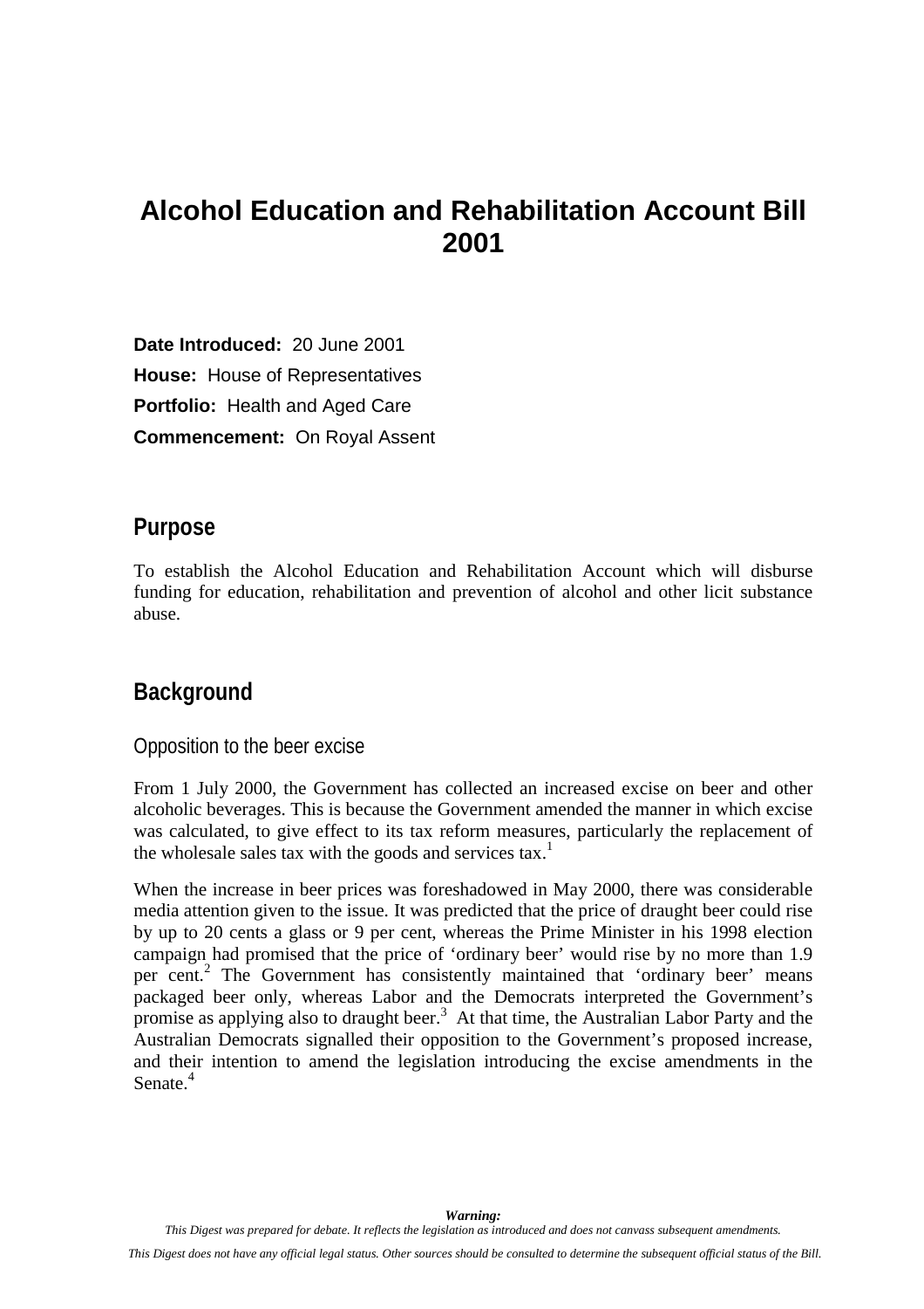# Alcohol Education and Rehabilitation Account Bill 2001

**Date Introduced:** 20 June 2001

**House:** House of Representatives

**Portfolio:** Health and Aged Care

**Commencement:** On Royal Assent

## Purpose

To establish the Alcohol Education and Rehabilitation Account which will disburse funding for education, rehabilitation and prevention of alcohol and other licit substance abuse.

## Background

### Opposition to the beer excise

From 1 July 2000, the Government has collected an increased excise on beer and other alcoholic beverages. This is because the Government amended the manner in which excise was calculated, to give effect to its tax reform measures, particularly the replacement of the wholesale sales tax with the goods and services tax.[1]

When the increase in beer prices was foreshadowed in May 2000, there was considerable media attention given to the issue. It was predicted that the price of draught beer could rise by up to 20 cents a glass or 9 per cent, whereas the Prime Minister in his 1998 election campaign had promised that the price of 'ordinary beer' would rise by no more than 1.9 per cent.[2] The Government has consistently maintained that 'ordinary beer' means packaged beer only, whereas Labor and the Democrats interpreted the Government's promise as applying also to draught beer.[3] At that time, the Australian Labor Party and the Australian Democrats signalled their opposition to the Government's proposed increase, and their intention to amend the legislation introducing the excise amendments in the Senate.[4]

***Warning:***
*This Digest was prepared for debate. It reflects the legislation as introduced and does not canvass subsequent amendments.*

*This Digest does not have any official legal status. Other sources should be consulted to determine the subsequent official status of the Bill.*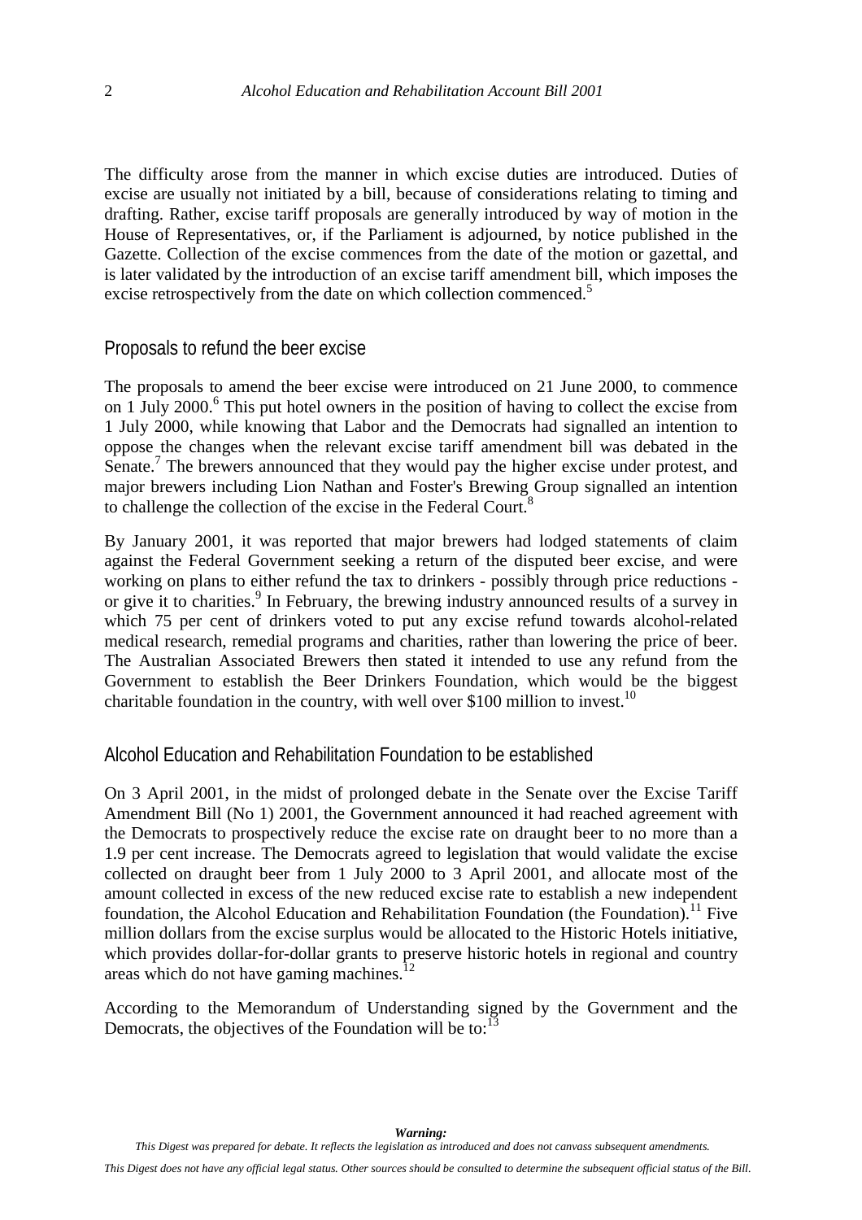The difficulty arose from the manner in which excise duties are introduced. Duties of excise are usually not initiated by a bill, because of considerations relating to timing and drafting. Rather, excise tariff proposals are generally introduced by way of motion in the House of Representatives, or, if the Parliament is adjourned, by notice published in the Gazette. Collection of the excise commences from the date of the motion or gazettal, and is later validated by the introduction of an excise tariff amendment bill, which imposes the excise retrospectively from the date on which collection commenced.[5]

## Proposals to refund the beer excise

The proposals to amend the beer excise were introduced on 21 June 2000, to commence on 1 July 2000.[6] This put hotel owners in the position of having to collect the excise from 1 July 2000, while knowing that Labor and the Democrats had signalled an intention to oppose the changes when the relevant excise tariff amendment bill was debated in the Senate.[7] The brewers announced that they would pay the higher excise under protest, and major brewers including Lion Nathan and Foster's Brewing Group signalled an intention to challenge the collection of the excise in the Federal Court.[8]

By January 2001, it was reported that major brewers had lodged statements of claim against the Federal Government seeking a return of the disputed beer excise, and were working on plans to either refund the tax to drinkers - possibly through price reductions - or give it to charities.[9] In February, the brewing industry announced results of a survey in which 75 per cent of drinkers voted to put any excise refund towards alcohol-related medical research, remedial programs and charities, rather than lowering the price of beer. The Australian Associated Brewers then stated it intended to use any refund from the Government to establish the Beer Drinkers Foundation, which would be the biggest charitable foundation in the country, with well over $100 million to invest.[10]

## Alcohol Education and Rehabilitation Foundation to be established

On 3 April 2001, in the midst of prolonged debate in the Senate over the Excise Tariff Amendment Bill (No 1) 2001, the Government announced it had reached agreement with the Democrats to prospectively reduce the excise rate on draught beer to no more than a 1.9 per cent increase. The Democrats agreed to legislation that would validate the excise collected on draught beer from 1 July 2000 to 3 April 2001, and allocate most of the amount collected in excess of the new reduced excise rate to establish a new independent foundation, the Alcohol Education and Rehabilitation Foundation (the Foundation).[11] Five million dollars from the excise surplus would be allocated to the Historic Hotels initiative, which provides dollar-for-dollar grants to preserve historic hotels in regional and country areas which do not have gaming machines.[12]

According to the Memorandum of Understanding signed by the Government and the Democrats, the objectives of the Foundation will be to:[13]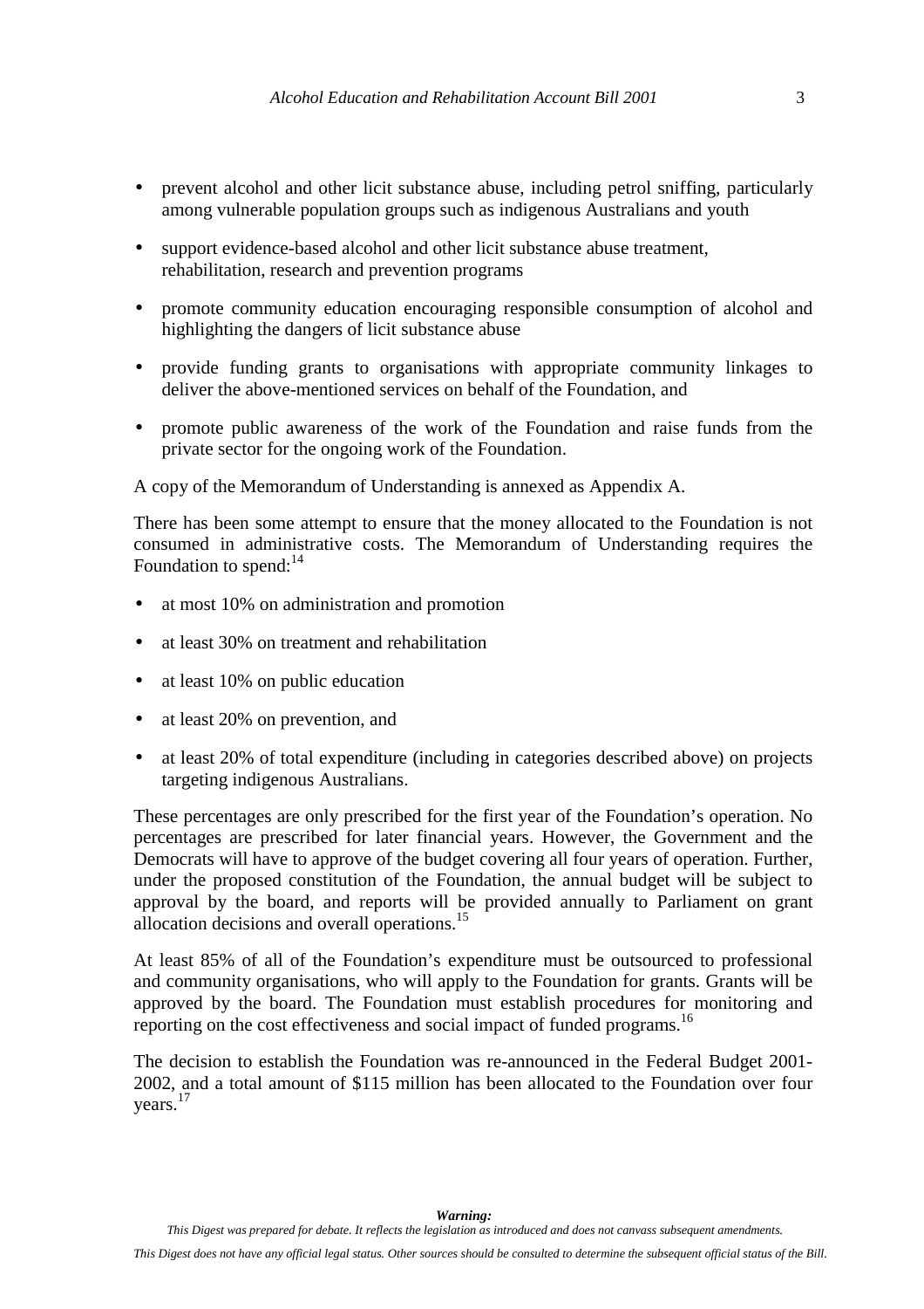- prevent alcohol and other licit substance abuse, including petrol sniffing, particularly among vulnerable population groups such as indigenous Australians and youth
- support evidence-based alcohol and other licit substance abuse treatment, rehabilitation, research and prevention programs
- promote community education encouraging responsible consumption of alcohol and highlighting the dangers of licit substance abuse
- provide funding grants to organisations with appropriate community linkages to deliver the above-mentioned services on behalf of the Foundation, and
- promote public awareness of the work of the Foundation and raise funds from the private sector for the ongoing work of the Foundation.

A copy of the Memorandum of Understanding is annexed as Appendix A.

There has been some attempt to ensure that the money allocated to the Foundation is not consumed in administrative costs. The Memorandum of Understanding requires the Foundation to spend:[14]

- at most 10% on administration and promotion
- at least 30% on treatment and rehabilitation
- at least 10% on public education
- at least 20% on prevention, and
- at least 20% of total expenditure (including in categories described above) on projects targeting indigenous Australians.

These percentages are only prescribed for the first year of the Foundation's operation. No percentages are prescribed for later financial years. However, the Government and the Democrats will have to approve of the budget covering all four years of operation. Further, under the proposed constitution of the Foundation, the annual budget will be subject to approval by the board, and reports will be provided annually to Parliament on grant allocation decisions and overall operations.[15]

At least 85% of all of the Foundation's expenditure must be outsourced to professional and community organisations, who will apply to the Foundation for grants. Grants will be approved by the board. The Foundation must establish procedures for monitoring and reporting on the cost effectiveness and social impact of funded programs.[16]

The decision to establish the Foundation was re-announced in the Federal Budget 2001-2002, and a total amount of $115 million has been allocated to the Foundation over four years.[17]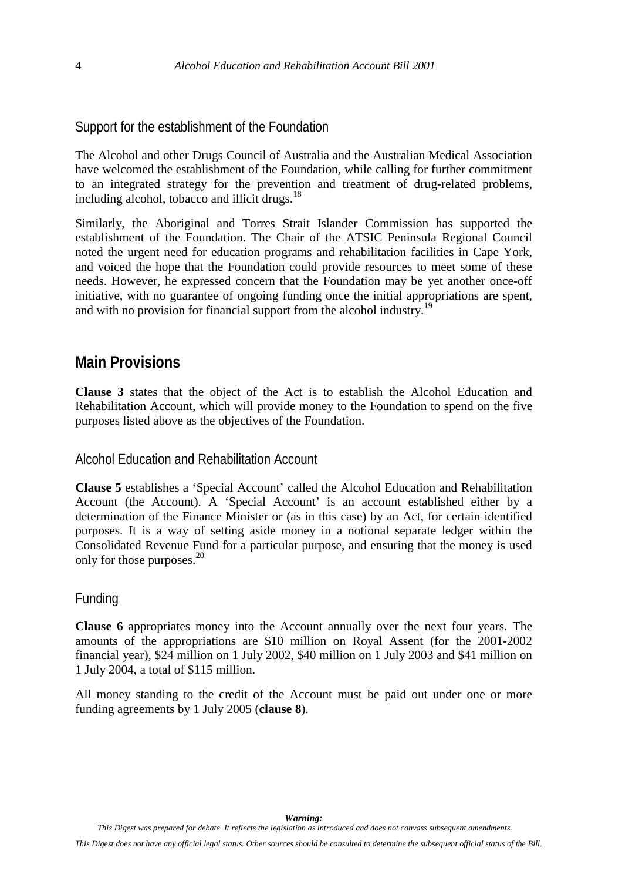### Support for the establishment of the Foundation

The Alcohol and other Drugs Council of Australia and the Australian Medical Association have welcomed the establishment of the Foundation, while calling for further commitment to an integrated strategy for the prevention and treatment of drug-related problems, including alcohol, tobacco and illicit drugs.[18]

Similarly, the Aboriginal and Torres Strait Islander Commission has supported the establishment of the Foundation. The Chair of the ATSIC Peninsula Regional Council noted the urgent need for education programs and rehabilitation facilities in Cape York, and voiced the hope that the Foundation could provide resources to meet some of these needs. However, he expressed concern that the Foundation may be yet another once-off initiative, with no guarantee of ongoing funding once the initial appropriations are spent, and with no provision for financial support from the alcohol industry.[19]

## Main Provisions

**Clause 3** states that the object of the Act is to establish the Alcohol Education and Rehabilitation Account, which will provide money to the Foundation to spend on the five purposes listed above as the objectives of the Foundation.

### Alcohol Education and Rehabilitation Account

**Clause 5** establishes a 'Special Account' called the Alcohol Education and Rehabilitation Account (the Account). A 'Special Account' is an account established either by a determination of the Finance Minister or (as in this case) by an Act, for certain identified purposes. It is a way of setting aside money in a notional separate ledger within the Consolidated Revenue Fund for a particular purpose, and ensuring that the money is used only for those purposes.[20]

### Funding

**Clause 6** appropriates money into the Account annually over the next four years. The amounts of the appropriations are $10 million on Royal Assent (for the 2001-2002 financial year), $24 million on 1 July 2002, $40 million on 1 July 2003 and $41 million on 1 July 2004, a total of $115 million.

All money standing to the credit of the Account must be paid out under one or more funding agreements by 1 July 2005 (**clause 8**).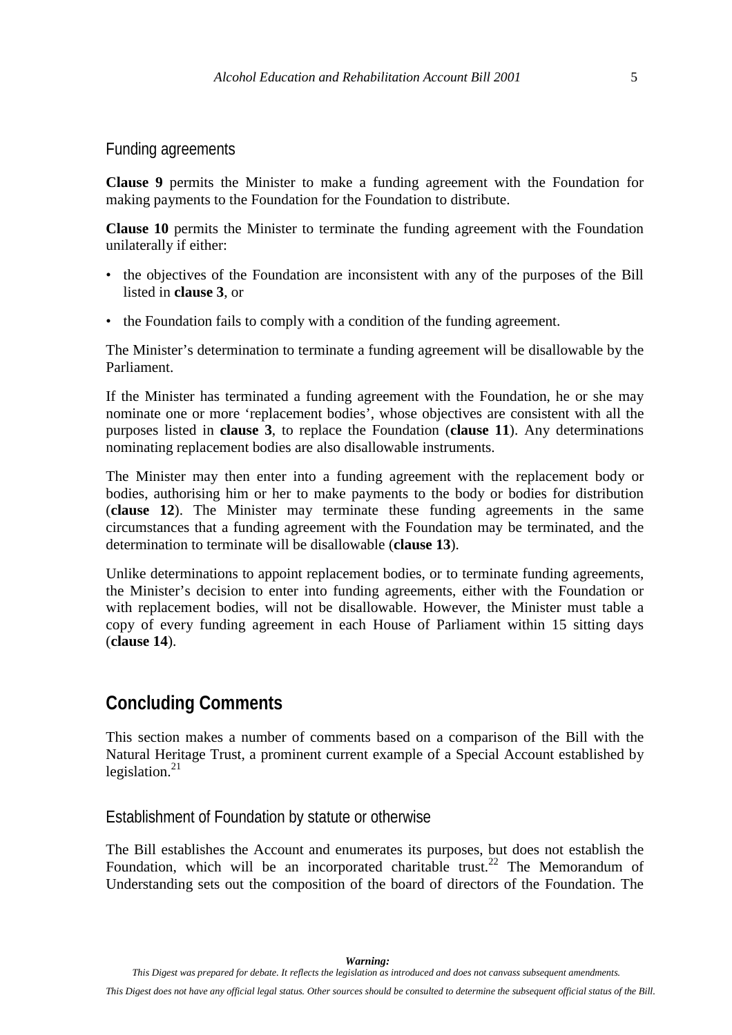### Funding agreements

**Clause 9** permits the Minister to make a funding agreement with the Foundation for making payments to the Foundation for the Foundation to distribute.

**Clause 10** permits the Minister to terminate the funding agreement with the Foundation unilaterally if either:

- the objectives of the Foundation are inconsistent with any of the purposes of the Bill listed in **clause 3**, or
- the Foundation fails to comply with a condition of the funding agreement.

The Minister's determination to terminate a funding agreement will be disallowable by the Parliament.

If the Minister has terminated a funding agreement with the Foundation, he or she may nominate one or more 'replacement bodies', whose objectives are consistent with all the purposes listed in **clause 3**, to replace the Foundation (**clause 11**). Any determinations nominating replacement bodies are also disallowable instruments.

The Minister may then enter into a funding agreement with the replacement body or bodies, authorising him or her to make payments to the body or bodies for distribution (**clause 12**). The Minister may terminate these funding agreements in the same circumstances that a funding agreement with the Foundation may be terminated, and the determination to terminate will be disallowable (**clause 13**).

Unlike determinations to appoint replacement bodies, or to terminate funding agreements, the Minister's decision to enter into funding agreements, either with the Foundation or with replacement bodies, will not be disallowable. However, the Minister must table a copy of every funding agreement in each House of Parliament within 15 sitting days (**clause 14**).

## Concluding Comments

This section makes a number of comments based on a comparison of the Bill with the Natural Heritage Trust, a prominent current example of a Special Account established by legislation.[21]

### Establishment of Foundation by statute or otherwise

The Bill establishes the Account and enumerates its purposes, but does not establish the Foundation, which will be an incorporated charitable trust.[22] The Memorandum of Understanding sets out the composition of the board of directors of the Foundation. The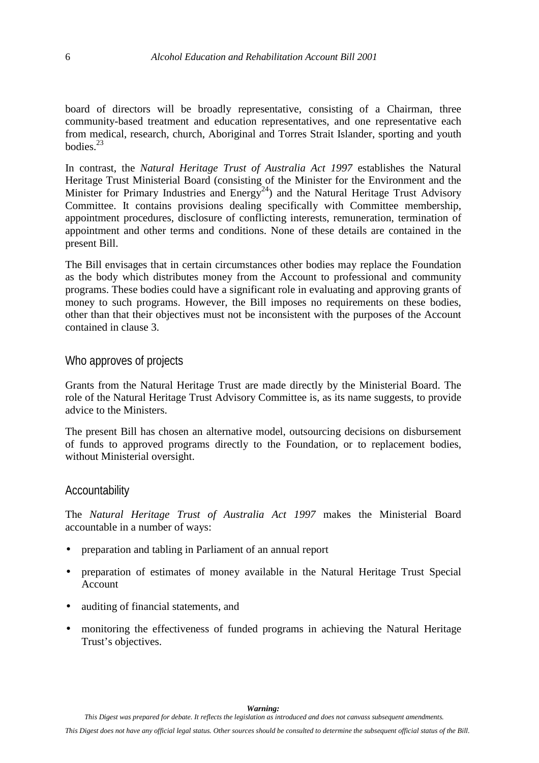board of directors will be broadly representative, consisting of a Chairman, three community-based treatment and education representatives, and one representative each from medical, research, church, Aboriginal and Torres Strait Islander, sporting and youth bodies.[23]

In contrast, the *Natural Heritage Trust of Australia Act 1997* establishes the Natural Heritage Trust Ministerial Board (consisting of the Minister for the Environment and the Minister for Primary Industries and Energy[24]) and the Natural Heritage Trust Advisory Committee. It contains provisions dealing specifically with Committee membership, appointment procedures, disclosure of conflicting interests, remuneration, termination of appointment and other terms and conditions. None of these details are contained in the present Bill.

The Bill envisages that in certain circumstances other bodies may replace the Foundation as the body which distributes money from the Account to professional and community programs. These bodies could have a significant role in evaluating and approving grants of money to such programs. However, the Bill imposes no requirements on these bodies, other than that their objectives must not be inconsistent with the purposes of the Account contained in clause 3.

## Who approves of projects

Grants from the Natural Heritage Trust are made directly by the Ministerial Board. The role of the Natural Heritage Trust Advisory Committee is, as its name suggests, to provide advice to the Ministers.

The present Bill has chosen an alternative model, outsourcing decisions on disbursement of funds to approved programs directly to the Foundation, or to replacement bodies, without Ministerial oversight.

## Accountability

The *Natural Heritage Trust of Australia Act 1997* makes the Ministerial Board accountable in a number of ways:

- preparation and tabling in Parliament of an annual report
- preparation of estimates of money available in the Natural Heritage Trust Special Account
- auditing of financial statements, and
- monitoring the effectiveness of funded programs in achieving the Natural Heritage Trust's objectives.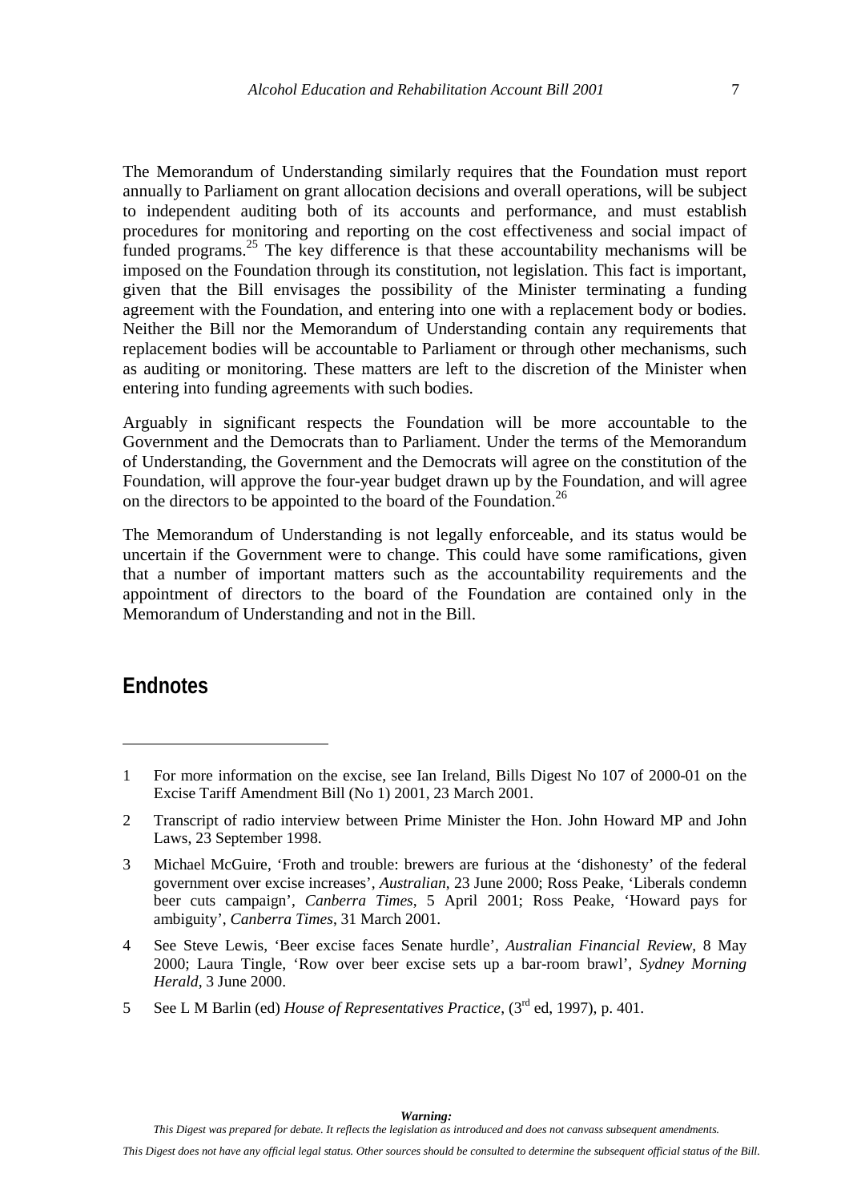The Memorandum of Understanding similarly requires that the Foundation must report annually to Parliament on grant allocation decisions and overall operations, will be subject to independent auditing both of its accounts and performance, and must establish procedures for monitoring and reporting on the cost effectiveness and social impact of funded programs.[25] The key difference is that these accountability mechanisms will be imposed on the Foundation through its constitution, not legislation. This fact is important, given that the Bill envisages the possibility of the Minister terminating a funding agreement with the Foundation, and entering into one with a replacement body or bodies. Neither the Bill nor the Memorandum of Understanding contain any requirements that replacement bodies will be accountable to Parliament or through other mechanisms, such as auditing or monitoring. These matters are left to the discretion of the Minister when entering into funding agreements with such bodies.

Arguably in significant respects the Foundation will be more accountable to the Government and the Democrats than to Parliament. Under the terms of the Memorandum of Understanding, the Government and the Democrats will agree on the constitution of the Foundation, will approve the four-year budget drawn up by the Foundation, and will agree on the directors to be appointed to the board of the Foundation.[26]

The Memorandum of Understanding is not legally enforceable, and its status would be uncertain if the Government were to change. This could have some ramifications, given that a number of important matters such as the accountability requirements and the appointment of directors to the board of the Foundation are contained only in the Memorandum of Understanding and not in the Bill.

## Endnotes

1 For more information on the excise, see Ian Ireland, Bills Digest No 107 of 2000-01 on the Excise Tariff Amendment Bill (No 1) 2001, 23 March 2001.

2 Transcript of radio interview between Prime Minister the Hon. John Howard MP and John Laws, 23 September 1998.

3 Michael McGuire, 'Froth and trouble: brewers are furious at the 'dishonesty' of the federal government over excise increases', *Australian*, 23 June 2000; Ross Peake, 'Liberals condemn beer cuts campaign', *Canberra Times*, 5 April 2001; Ross Peake, 'Howard pays for ambiguity', *Canberra Times*, 31 March 2001.

4 See Steve Lewis, 'Beer excise faces Senate hurdle', *Australian Financial Review*, 8 May 2000; Laura Tingle, 'Row over beer excise sets up a bar-room brawl', *Sydney Morning Herald*, 3 June 2000.

5 See L M Barlin (ed) *House of Representatives Practice*, (3rd ed, 1997), p. 401.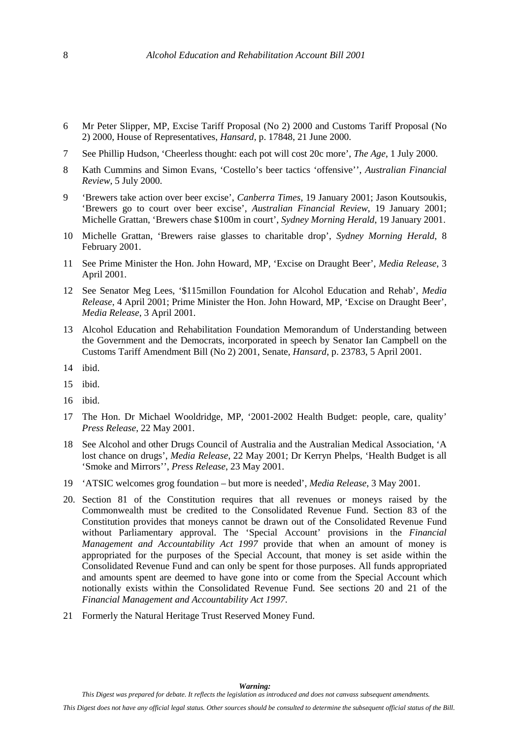6 Mr Peter Slipper, MP, Excise Tariff Proposal (No 2) 2000 and Customs Tariff Proposal (No 2) 2000, House of Representatives, *Hansard*, p. 17848, 21 June 2000.

7 See Phillip Hudson, 'Cheerless thought: each pot will cost 20c more', *The Age*, 1 July 2000.

8 Kath Cummins and Simon Evans, 'Costello's beer tactics 'offensive'', *Australian Financial Review*, 5 July 2000.

9 'Brewers take action over beer excise', *Canberra Times*, 19 January 2001; Jason Koutsoukis, 'Brewers go to court over beer excise', *Australian Financial Review*, 19 January 2001; Michelle Grattan, 'Brewers chase $100m in court', *Sydney Morning Herald*, 19 January 2001.

10 Michelle Grattan, 'Brewers raise glasses to charitable drop', *Sydney Morning Herald*, 8 February 2001.

11 See Prime Minister the Hon. John Howard, MP, 'Excise on Draught Beer', *Media Release*, 3 April 2001.

12 See Senator Meg Lees, '$115millon Foundation for Alcohol Education and Rehab', *Media Release*, 4 April 2001; Prime Minister the Hon. John Howard, MP, 'Excise on Draught Beer', *Media Release*, 3 April 2001.

13 Alcohol Education and Rehabilitation Foundation Memorandum of Understanding between the Government and the Democrats, incorporated in speech by Senator Ian Campbell on the Customs Tariff Amendment Bill (No 2) 2001, Senate, *Hansard*, p. 23783, 5 April 2001.

14 ibid.

15 ibid.

16 ibid.

17 The Hon. Dr Michael Wooldridge, MP, '2001-2002 Health Budget: people, care, quality' *Press Release*, 22 May 2001.

18 See Alcohol and other Drugs Council of Australia and the Australian Medical Association, 'A lost chance on drugs', *Media Release*, 22 May 2001; Dr Kerryn Phelps, 'Health Budget is all 'Smoke and Mirrors'', *Press Release*, 23 May 2001.

19 'ATSIC welcomes grog foundation – but more is needed', *Media Release*, 3 May 2001.

20. Section 81 of the Constitution requires that all revenues or moneys raised by the Commonwealth must be credited to the Consolidated Revenue Fund. Section 83 of the Constitution provides that moneys cannot be drawn out of the Consolidated Revenue Fund without Parliamentary approval. The 'Special Account' provisions in the *Financial Management and Accountability Act 1997* provide that when an amount of money is appropriated for the purposes of the Special Account, that money is set aside within the Consolidated Revenue Fund and can only be spent for those purposes. All funds appropriated and amounts spent are deemed to have gone into or come from the Special Account which notionally exists within the Consolidated Revenue Fund. See sections 20 and 21 of the *Financial Management and Accountability Act 1997*.

21 Formerly the Natural Heritage Trust Reserved Money Fund.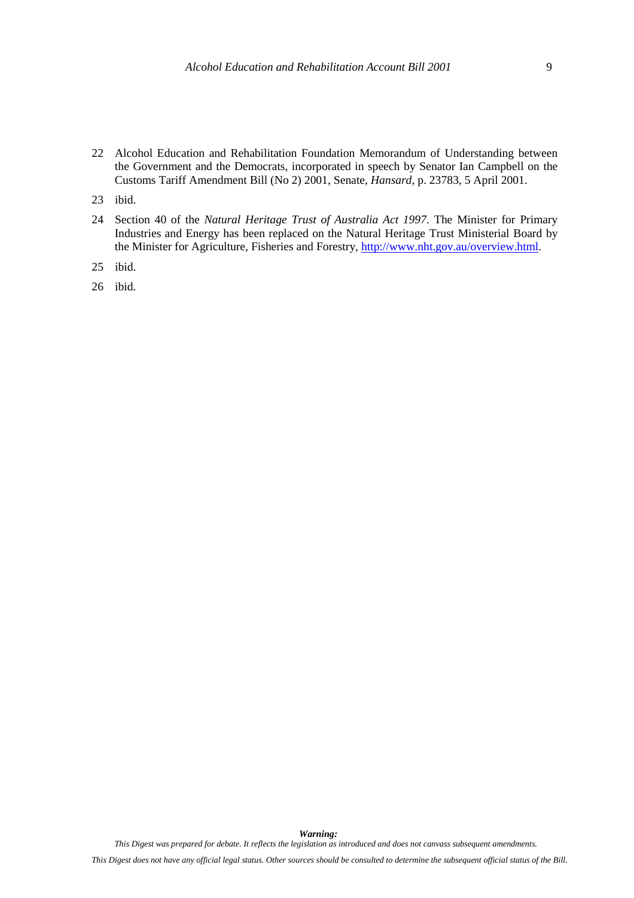22 Alcohol Education and Rehabilitation Foundation Memorandum of Understanding between the Government and the Democrats, incorporated in speech by Senator Ian Campbell on the Customs Tariff Amendment Bill (No 2) 2001, Senate, *Hansard*, p. 23783, 5 April 2001.

23 ibid.

24 Section 40 of the *Natural Heritage Trust of Australia Act 1997*. The Minister for Primary Industries and Energy has been replaced on the Natural Heritage Trust Ministerial Board by the Minister for Agriculture, Fisheries and Forestry, http://www.nht.gov.au/overview.html.

25 ibid.

26 ibid.

***Warning:***

*This Digest was prepared for debate. It reflects the legislation as introduced and does not canvass subsequent amendments.*

*This Digest does not have any official legal status. Other sources should be consulted to determine the subsequent official status of the Bill.*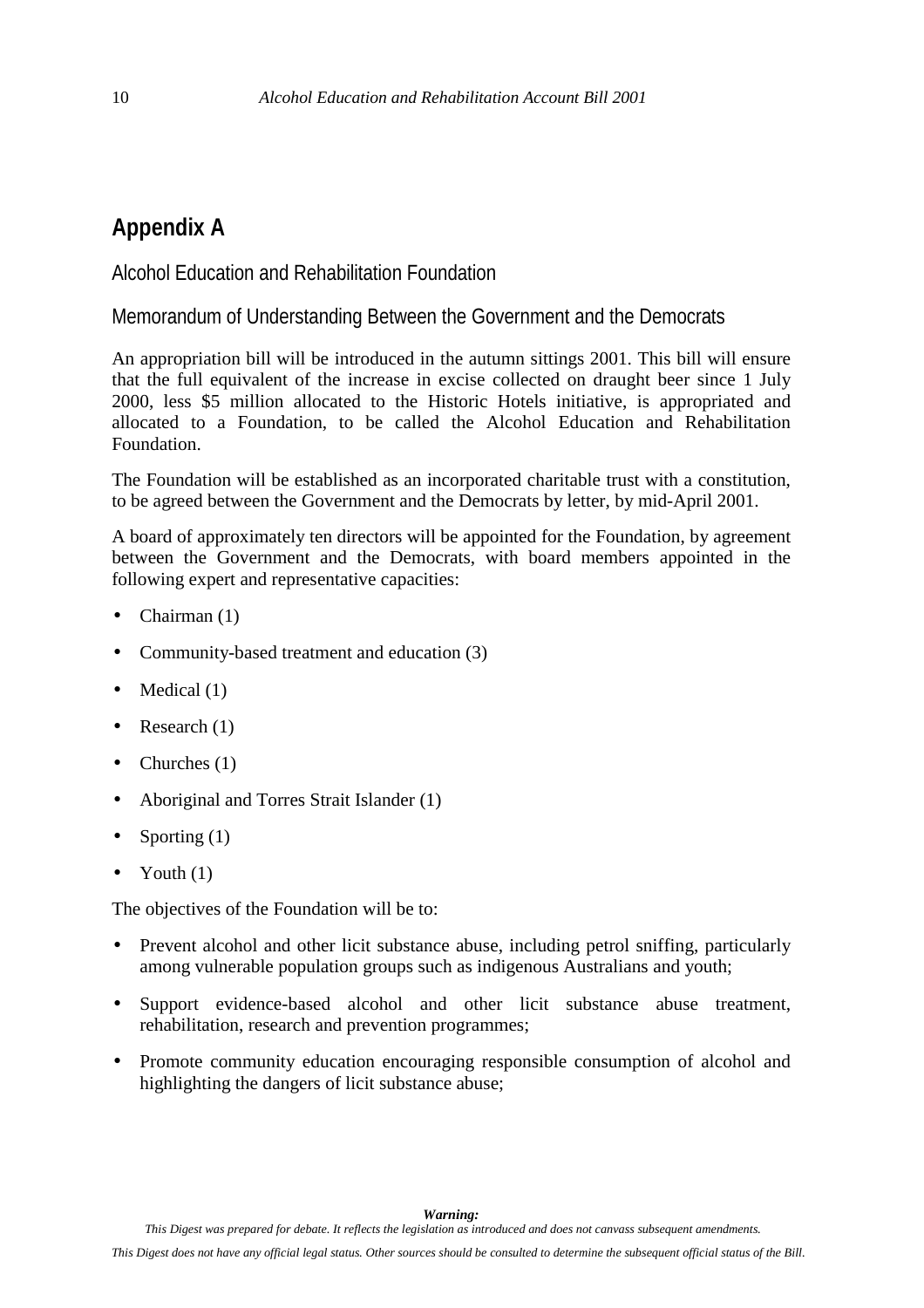## Appendix A

### Alcohol Education and Rehabilitation Foundation

### Memorandum of Understanding Between the Government and the Democrats

An appropriation bill will be introduced in the autumn sittings 2001. This bill will ensure that the full equivalent of the increase in excise collected on draught beer since 1 July 2000, less $5 million allocated to the Historic Hotels initiative, is appropriated and allocated to a Foundation, to be called the Alcohol Education and Rehabilitation Foundation.

The Foundation will be established as an incorporated charitable trust with a constitution, to be agreed between the Government and the Democrats by letter, by mid-April 2001.

A board of approximately ten directors will be appointed for the Foundation, by agreement between the Government and the Democrats, with board members appointed in the following expert and representative capacities:

- Chairman (1)
- Community-based treatment and education (3)
- Medical (1)
- Research (1)
- Churches (1)
- Aboriginal and Torres Strait Islander (1)
- Sporting (1)
- Youth (1)

The objectives of the Foundation will be to:

- Prevent alcohol and other licit substance abuse, including petrol sniffing, particularly among vulnerable population groups such as indigenous Australians and youth;
- Support evidence-based alcohol and other licit substance abuse treatment, rehabilitation, research and prevention programmes;
- Promote community education encouraging responsible consumption of alcohol and highlighting the dangers of licit substance abuse;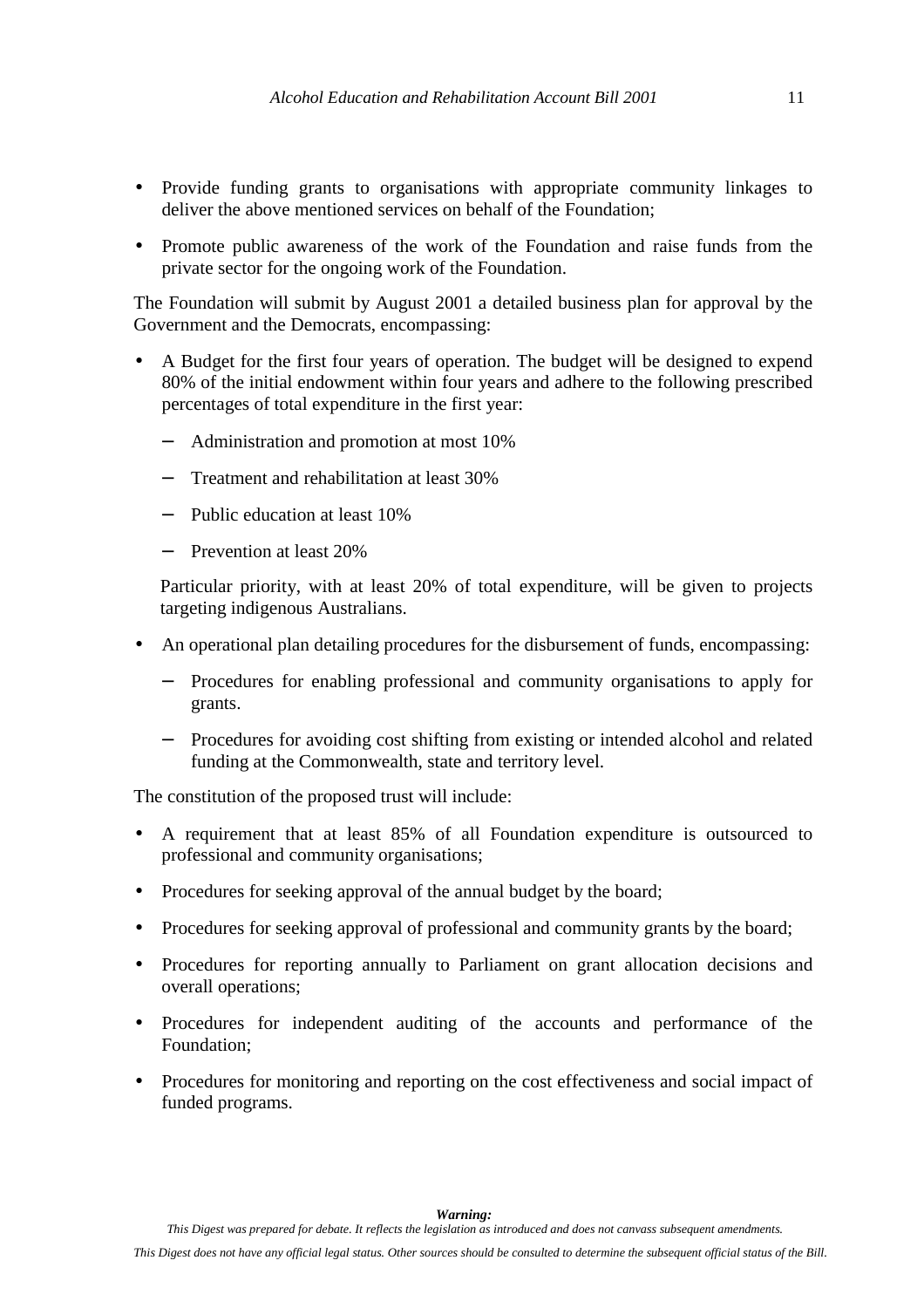- Provide funding grants to organisations with appropriate community linkages to deliver the above mentioned services on behalf of the Foundation;
- Promote public awareness of the work of the Foundation and raise funds from the private sector for the ongoing work of the Foundation.

The Foundation will submit by August 2001 a detailed business plan for approval by the Government and the Democrats, encompassing:

- A Budget for the first four years of operation. The budget will be designed to expend 80% of the initial endowment within four years and adhere to the following prescribed percentages of total expenditure in the first year:
  - Administration and promotion at most 10%
  - Treatment and rehabilitation at least 30%
  - Public education at least 10%
  - Prevention at least 20%

  Particular priority, with at least 20% of total expenditure, will be given to projects targeting indigenous Australians.
- An operational plan detailing procedures for the disbursement of funds, encompassing:
  - Procedures for enabling professional and community organisations to apply for grants.
  - Procedures for avoiding cost shifting from existing or intended alcohol and related funding at the Commonwealth, state and territory level.

The constitution of the proposed trust will include:

- A requirement that at least 85% of all Foundation expenditure is outsourced to professional and community organisations;
- Procedures for seeking approval of the annual budget by the board;
- Procedures for seeking approval of professional and community grants by the board;
- Procedures for reporting annually to Parliament on grant allocation decisions and overall operations;
- Procedures for independent auditing of the accounts and performance of the Foundation;
- Procedures for monitoring and reporting on the cost effectiveness and social impact of funded programs.